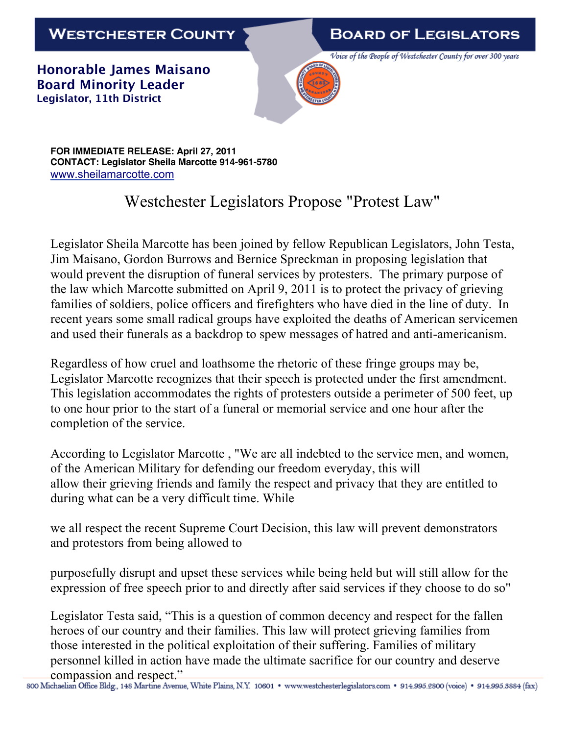**WESTCHESTER COUNTY** | **BOARD OF LEGISLATORS**

*Voice of the People of Westchester County for over 300 years*

**Honorable James Maisano**
**Board Minority Leader**
**Legislator, 11th District**

**FOR IMMEDIATE RELEASE: April 27, 2011**
**CONTACT: Legislator Sheila Marcotte 914-961-5780**
www.sheilamarcotte.com

# Westchester Legislators Propose "Protest Law"

Legislator Sheila Marcotte has been joined by fellow Republican Legislators, John Testa, Jim Maisano, Gordon Burrows and Bernice Spreckman in proposing legislation that would prevent the disruption of funeral services by protesters. The primary purpose of the law which Marcotte submitted on April 9, 2011 is to protect the privacy of grieving families of soldiers, police officers and firefighters who have died in the line of duty. In recent years some small radical groups have exploited the deaths of American servicemen and used their funerals as a backdrop to spew messages of hatred and anti-americanism.

Regardless of how cruel and loathsome the rhetoric of these fringe groups may be, Legislator Marcotte recognizes that their speech is protected under the first amendment. This legislation accommodates the rights of protesters outside a perimeter of 500 feet, up to one hour prior to the start of a funeral or memorial service and one hour after the completion of the service.

According to Legislator Marcotte , "We are all indebted to the service men, and women, of the American Military for defending our freedom everyday, this will allow their grieving friends and family the respect and privacy that they are entitled to during what can be a very difficult time. While we all respect the recent Supreme Court Decision, this law will prevent demonstrators and protestors from being allowed to purposefully disrupt and upset these services while being held but will still allow for the expression of free speech prior to and directly after said services if they choose to do so"

Legislator Testa said, “This is a question of common decency and respect for the fallen heroes of our country and their families. This law will protect grieving families from those interested in the political exploitation of their suffering. Families of military personnel killed in action have made the ultimate sacrifice for our country and deserve compassion and respect.”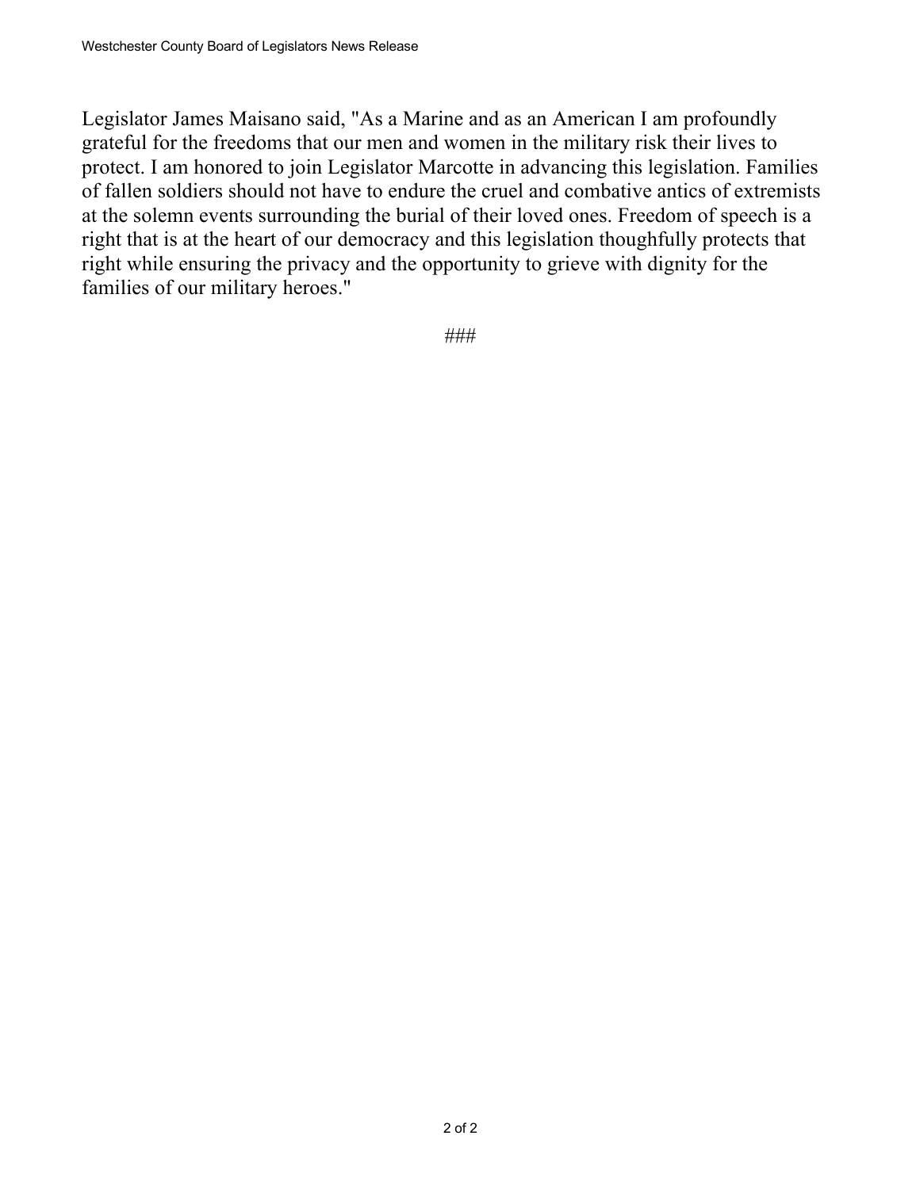Legislator James Maisano said, "As a Marine and as an American I am profoundly grateful for the freedoms that our men and women in the military risk their lives to protect. I am honored to join Legislator Marcotte in advancing this legislation. Families of fallen soldiers should not have to endure the cruel and combative antics of extremists at the solemn events surrounding the burial of their loved ones. Freedom of speech is a right that is at the heart of our democracy and this legislation thoughfully protects that right while ensuring the privacy and the opportunity to grieve with dignity for the families of our military heroes."

###